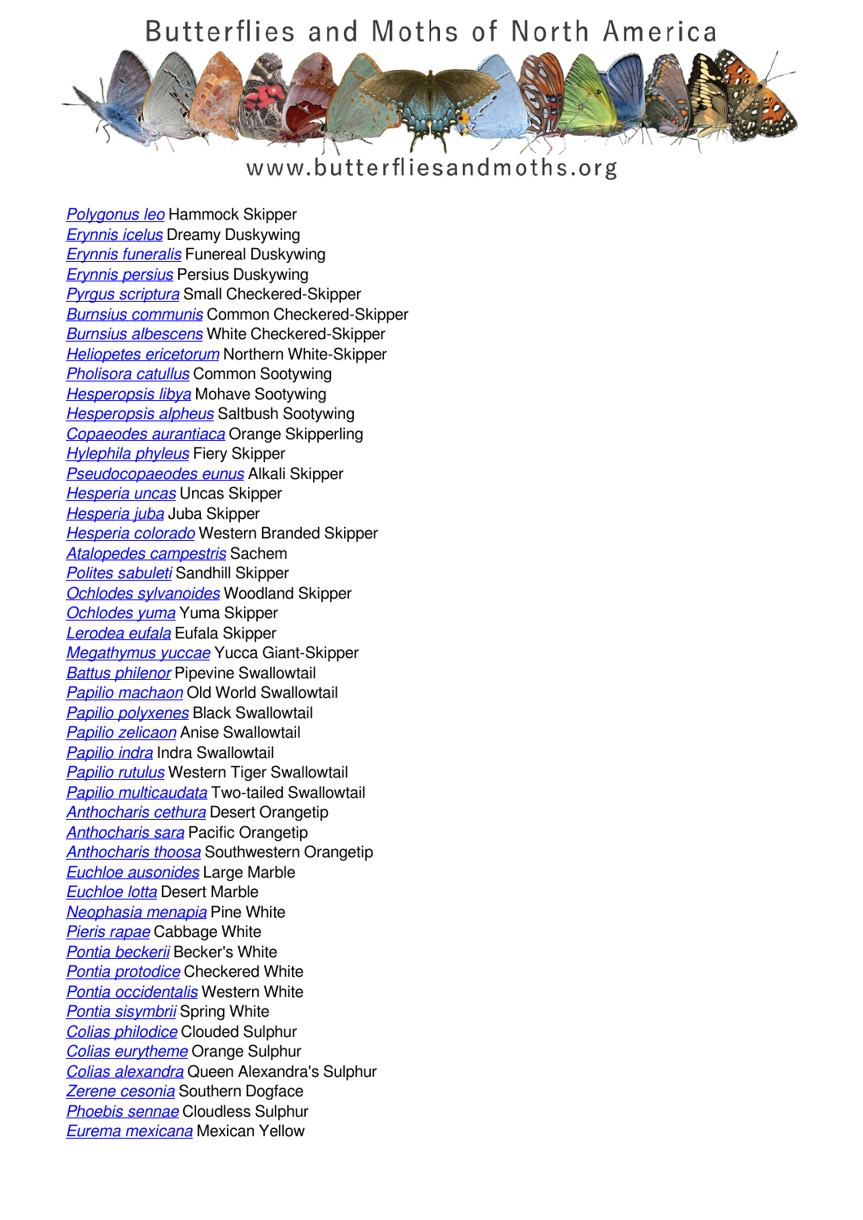# Butterflies and Moths of North America

www.butterfliesandmoths.org

*Polygonus leo* Hammock Skipper
*Erynnis icelus* Dreamy Duskywing
*Erynnis funeralis* Funereal Duskywing
*Erynnis persius* Persius Duskywing
*Pyrgus scriptura* Small Checkered-Skipper
*Burnsius communis* Common Checkered-Skipper
*Burnsius albescens* White Checkered-Skipper
*Heliopetes ericetorum* Northern White-Skipper
*Pholisora catullus* Common Sootywing
*Hesperopsis libya* Mohave Sootywing
*Hesperopsis alpheus* Saltbush Sootywing
*Copaeodes aurantiaca* Orange Skipperling
*Hylephila phyleus* Fiery Skipper
*Pseudocopaeodes eunus* Alkali Skipper
*Hesperia uncas* Uncas Skipper
*Hesperia juba* Juba Skipper
*Hesperia colorado* Western Branded Skipper
*Atalopedes campestris* Sachem
*Polites sabuleti* Sandhill Skipper
*Ochlodes sylvanoides* Woodland Skipper
*Ochlodes yuma* Yuma Skipper
*Lerodea eufala* Eufala Skipper
*Megathymus yuccae* Yucca Giant-Skipper
*Battus philenor* Pipevine Swallowtail
*Papilio machaon* Old World Swallowtail
*Papilio polyxenes* Black Swallowtail
*Papilio zelicaon* Anise Swallowtail
*Papilio indra* Indra Swallowtail
*Papilio rutulus* Western Tiger Swallowtail
*Papilio multicaudata* Two-tailed Swallowtail
*Anthocharis cethura* Desert Orangetip
*Anthocharis sara* Pacific Orangetip
*Anthocharis thoosa* Southwestern Orangetip
*Euchloe ausonides* Large Marble
*Euchloe lotta* Desert Marble
*Neophasia menapia* Pine White
*Pieris rapae* Cabbage White
*Pontia beckerii* Becker's White
*Pontia protodice* Checkered White
*Pontia occidentalis* Western White
*Pontia sisymbrii* Spring White
*Colias philodice* Clouded Sulphur
*Colias eurytheme* Orange Sulphur
*Colias alexandra* Queen Alexandra's Sulphur
*Zerene cesonia* Southern Dogface
*Phoebis sennae* Cloudless Sulphur
*Eurema mexicana* Mexican Yellow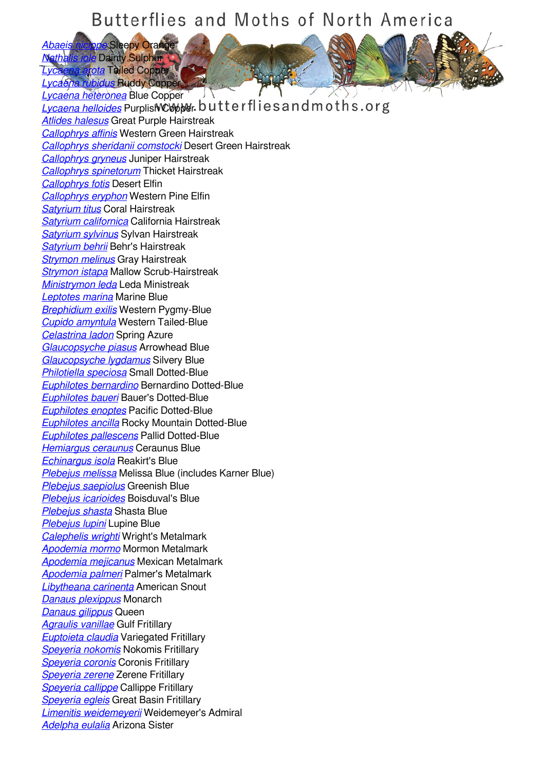[Abaeis nicippe](#) Sleepy Orange
[Nathalis iole](#) Dainty Sulphur
[Lycaena arota](#) Tailed Copper
[Lycaena rubidus](#) Ruddy Copper
[Lycaena heteronea](#) Blue Copper
[Lycaena helloides](#) Purplish Copper
[Atlides halesus](#) Great Purple Hairstreak
[Callophrys affinis](#) Western Green Hairstreak
[Callophrys sheridanii comstocki](#) Desert Green Hairstreak
[Callophrys gryneus](#) Juniper Hairstreak
[Callophrys spinetorum](#) Thicket Hairstreak
[Callophrys fotis](#) Desert Elfin
[Callophrys eryphon](#) Western Pine Elfin
[Satyrium titus](#) Coral Hairstreak
[Satyrium californica](#) California Hairstreak
[Satyrium sylvinus](#) Sylvan Hairstreak
[Satyrium behrii](#) Behr's Hairstreak
[Strymon melinus](#) Gray Hairstreak
[Strymon istapa](#) Mallow Scrub-Hairstreak
[Ministrymon leda](#) Leda Ministreak
[Leptotes marina](#) Marine Blue
[Brephidium exilis](#) Western Pygmy-Blue
[Cupido amyntula](#) Western Tailed-Blue
[Celastrina ladon](#) Spring Azure
[Glaucopsyche piasus](#) Arrowhead Blue
[Glaucopsyche lygdamus](#) Silvery Blue
[Philotiella speciosa](#) Small Dotted-Blue
[Euphilotes bernardino](#) Bernardino Dotted-Blue
[Euphilotes baueri](#) Bauer's Dotted-Blue
[Euphilotes enoptes](#) Pacific Dotted-Blue
[Euphilotes ancilla](#) Rocky Mountain Dotted-Blue
[Euphilotes pallescens](#) Pallid Dotted-Blue
[Hemiargus ceraunus](#) Ceraunus Blue
[Echinargus isola](#) Reakirt's Blue
[Plebejus melissa](#) Melissa Blue (includes Karner Blue)
[Plebejus saepiolus](#) Greenish Blue
[Plebejus icarioides](#) Boisduval's Blue
[Plebejus shasta](#) Shasta Blue
[Plebejus lupini](#) Lupine Blue
[Calephelis wrighti](#) Wright's Metalmark
[Apodemia mormo](#) Mormon Metalmark
[Apodemia mejicanus](#) Mexican Metalmark
[Apodemia palmeri](#) Palmer's Metalmark
[Libytheana carinenta](#) American Snout
[Danaus plexippus](#) Monarch
[Danaus gilippus](#) Queen
[Agraulis vanillae](#) Gulf Fritillary
[Euptoieta claudia](#) Variegated Fritillary
[Speyeria nokomis](#) Nokomis Fritillary
[Speyeria coronis](#) Coronis Fritillary
[Speyeria zerene](#) Zerene Fritillary
[Speyeria callippe](#) Callippe Fritillary
[Speyeria egleis](#) Great Basin Fritillary
[Limenitis weidemeyerii](#) Weidemeyer's Admiral
[Adelpha eulalia](#) Arizona Sister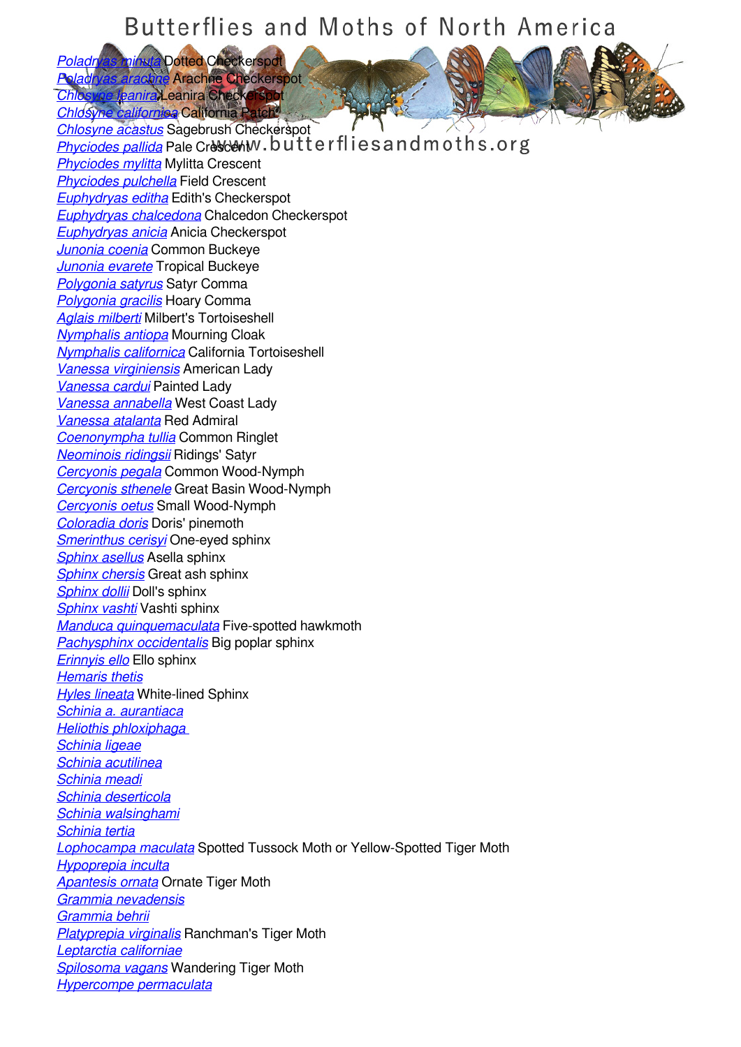*Poladryas minuta* Dotted Checkerspot
*Poladryas arachne* Arachne Checkerspot
*Chlosyne leanira* Leanira Checkerspot
*Chlosyne californica* California Patch
*Chlosyne acastus* Sagebrush Checkerspot
*Phyciodes pallida* Pale Crescent
*Phyciodes mylitta* Mylitta Crescent
*Phyciodes pulchella* Field Crescent
*Euphydryas editha* Edith's Checkerspot
*Euphydryas chalcedona* Chalcedon Checkerspot
*Euphydryas anicia* Anicia Checkerspot
*Junonia coenia* Common Buckeye
*Junonia evarete* Tropical Buckeye
*Polygonia satyrus* Satyr Comma
*Polygonia gracilis* Hoary Comma
*Aglais milberti* Milbert's Tortoiseshell
*Nymphalis antiopa* Mourning Cloak
*Nymphalis californica* California Tortoiseshell
*Vanessa virginiensis* American Lady
*Vanessa cardui* Painted Lady
*Vanessa annabella* West Coast Lady
*Vanessa atalanta* Red Admiral
*Coenonympha tullia* Common Ringlet
*Neominois ridingsii* Ridings' Satyr
*Cercyonis pegala* Common Wood-Nymph
*Cercyonis sthenele* Great Basin Wood-Nymph
*Cercyonis oetus* Small Wood-Nymph
*Coloradia doris* Doris' pinemoth
*Smerinthus cerisyi* One-eyed sphinx
*Sphinx asellus* Asella sphinx
*Sphinx chersis* Great ash sphinx
*Sphinx dollii* Doll's sphinx
*Sphinx vashti* Vashti sphinx
*Manduca quinquemaculata* Five-spotted hawkmoth
*Pachysphinx occidentalis* Big poplar sphinx
*Erinnyis ello* Ello sphinx
*Hemaris thetis*
*Hyles lineata* White-lined Sphinx
*Schinia a. aurantiaca*
*Heliothis phloxiphaga*
*Schinia ligeae*
*Schinia acutilinea*
*Schinia meadi*
*Schinia deserticola*
*Schinia walsinghami*
*Schinia tertia*
*Lophocampa maculata* Spotted Tussock Moth or Yellow-Spotted Tiger Moth
*Hypoprepia inculta*
*Apantesis ornata* Ornate Tiger Moth
*Grammia nevadensis*
*Grammia behrii*
*Platyprepia virginalis* Ranchman's Tiger Moth
*Leptarctia californiae*
*Spilosoma vagans* Wandering Tiger Moth
*Hypercompe permaculata*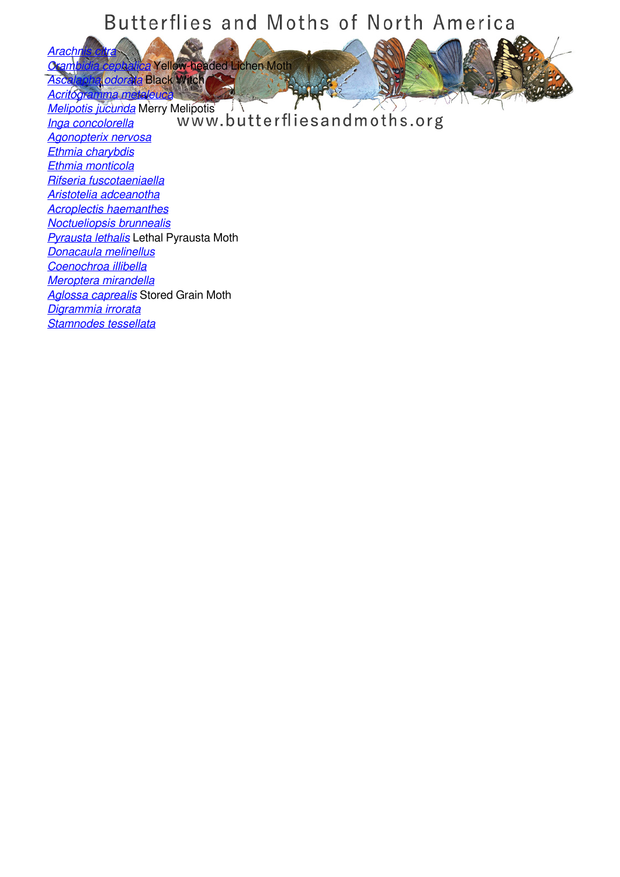*Arachnis citra*
*Crambidia cephalica* Yellow-headed Lichen Moth
*Ascalapha odorata* Black Witch
*Acritogramma metaleuca*
*Melipotis jucunda* Merry Melipotis
*Inga concolorella*
*Agonopterix nervosa*
*Ethmia charybdis*
*Ethmia monticola*
*Rifseria fuscotaeniaella*
*Aristotelia adceanotha*
*Acroplectis haemanthes*
*Noctueliopsis brunnealis*
*Pyrausta lethalis* Lethal Pyrausta Moth
*Donacaula melinellus*
*Coenochroa illibella*
*Meroptera mirandella*
*Aglossa caprealis* Stored Grain Moth
*Digrammia irrorata*
*Stamnodes tessellata*